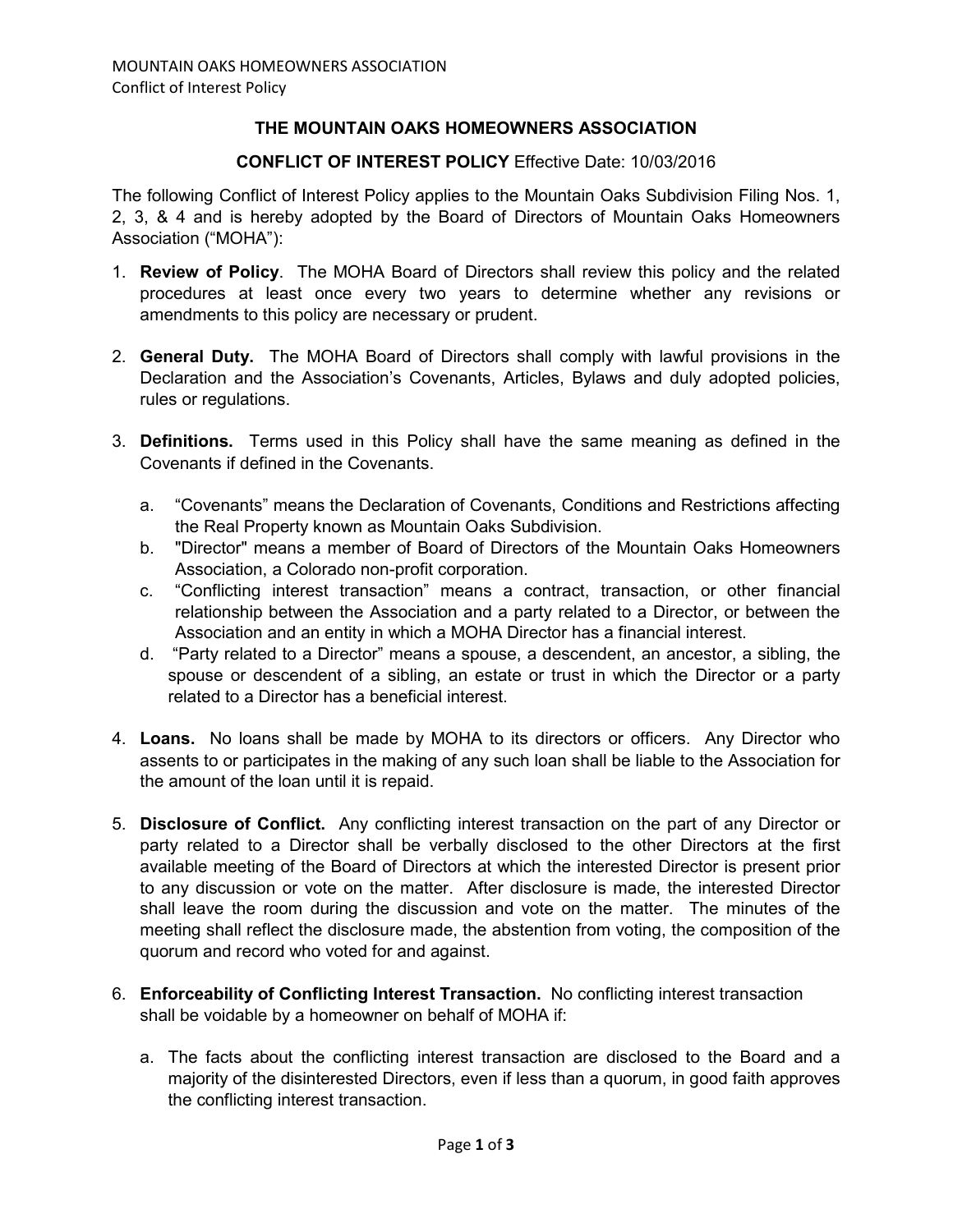# THE MOUNTAIN OAKS HOMEOWNERS ASSOCIATION

## CONFLICT OF INTEREST POLICY Effective Date: 10/03/2016

The following Conflict of Interest Policy applies to the Mountain Oaks Subdivision Filing Nos. 1, 2, 3, & 4 and is hereby adopted by the Board of Directors of Mountain Oaks Homeowners Association ("MOHA"):

1. **Review of Policy**. The MOHA Board of Directors shall review this policy and the related procedures at least once every two years to determine whether any revisions or amendments to this policy are necessary or prudent.

2. **General Duty.** The MOHA Board of Directors shall comply with lawful provisions in the Declaration and the Association's Covenants, Articles, Bylaws and duly adopted policies, rules or regulations.

3. **Definitions.** Terms used in this Policy shall have the same meaning as defined in the Covenants if defined in the Covenants.

   a. "Covenants" means the Declaration of Covenants, Conditions and Restrictions affecting the Real Property known as Mountain Oaks Subdivision.
   b. "Director" means a member of Board of Directors of the Mountain Oaks Homeowners Association, a Colorado non-profit corporation.
   c. "Conflicting interest transaction" means a contract, transaction, or other financial relationship between the Association and a party related to a Director, or between the Association and an entity in which a MOHA Director has a financial interest.
   d. "Party related to a Director" means a spouse, a descendent, an ancestor, a sibling, the spouse or descendent of a sibling, an estate or trust in which the Director or a party related to a Director has a beneficial interest.

4. **Loans.** No loans shall be made by MOHA to its directors or officers. Any Director who assents to or participates in the making of any such loan shall be liable to the Association for the amount of the loan until it is repaid.

5. **Disclosure of Conflict.** Any conflicting interest transaction on the part of any Director or party related to a Director shall be verbally disclosed to the other Directors at the first available meeting of the Board of Directors at which the interested Director is present prior to any discussion or vote on the matter. After disclosure is made, the interested Director shall leave the room during the discussion and vote on the matter. The minutes of the meeting shall reflect the disclosure made, the abstention from voting, the composition of the quorum and record who voted for and against.

6. **Enforceability of Conflicting Interest Transaction.** No conflicting interest transaction shall be voidable by a homeowner on behalf of MOHA if:

   a. The facts about the conflicting interest transaction are disclosed to the Board and a majority of the disinterested Directors, even if less than a quorum, in good faith approves the conflicting interest transaction.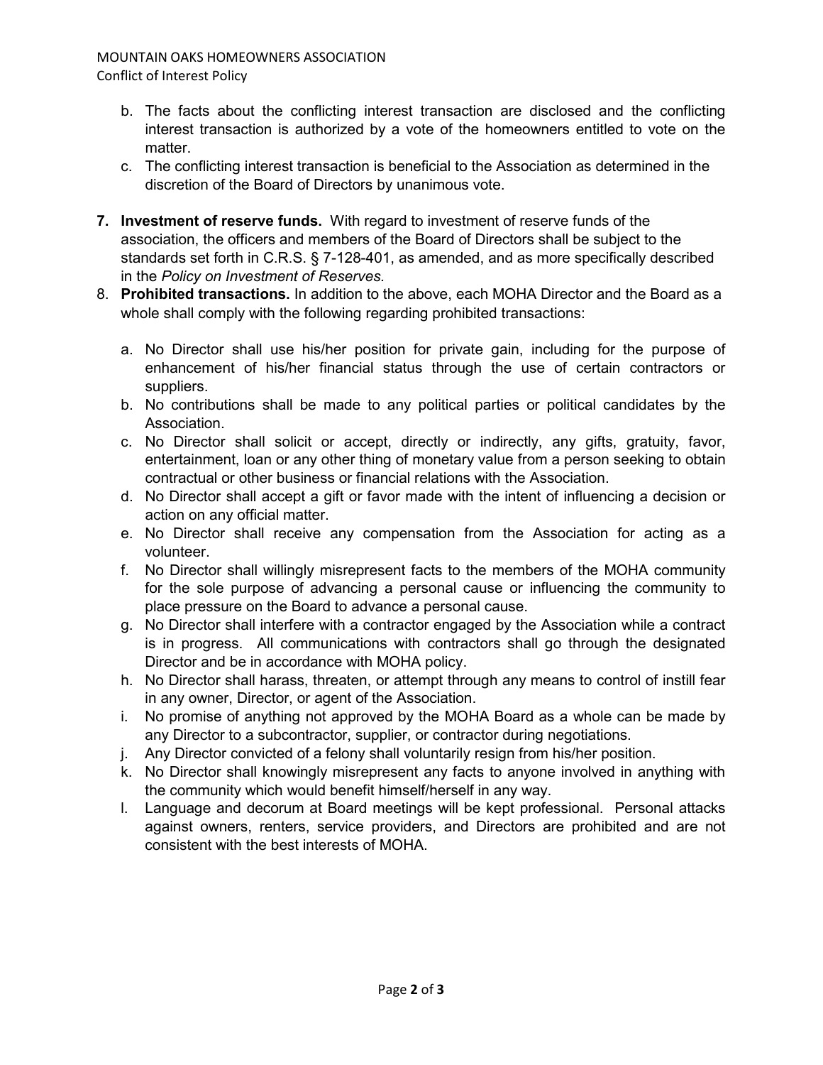b. The facts about the conflicting interest transaction are disclosed and the conflicting interest transaction is authorized by a vote of the homeowners entitled to vote on the matter.
c. The conflicting interest transaction is beneficial to the Association as determined in the discretion of the Board of Directors by unanimous vote.

7. **Investment of reserve funds.** With regard to investment of reserve funds of the association, the officers and members of the Board of Directors shall be subject to the standards set forth in C.R.S. § 7-128-401, as amended, and as more specifically described in the *Policy on Investment of Reserves.*
8. **Prohibited transactions.** In addition to the above, each MOHA Director and the Board as a whole shall comply with the following regarding prohibited transactions:

   a. No Director shall use his/her position for private gain, including for the purpose of enhancement of his/her financial status through the use of certain contractors or suppliers.
   b. No contributions shall be made to any political parties or political candidates by the Association.
   c. No Director shall solicit or accept, directly or indirectly, any gifts, gratuity, favor, entertainment, loan or any other thing of monetary value from a person seeking to obtain contractual or other business or financial relations with the Association.
   d. No Director shall accept a gift or favor made with the intent of influencing a decision or action on any official matter.
   e. No Director shall receive any compensation from the Association for acting as a volunteer.
   f. No Director shall willingly misrepresent facts to the members of the MOHA community for the sole purpose of advancing a personal cause or influencing the community to place pressure on the Board to advance a personal cause.
   g. No Director shall interfere with a contractor engaged by the Association while a contract is in progress. All communications with contractors shall go through the designated Director and be in accordance with MOHA policy.
   h. No Director shall harass, threaten, or attempt through any means to control of instill fear in any owner, Director, or agent of the Association.
   i. No promise of anything not approved by the MOHA Board as a whole can be made by any Director to a subcontractor, supplier, or contractor during negotiations.
   j. Any Director convicted of a felony shall voluntarily resign from his/her position.
   k. No Director shall knowingly misrepresent any facts to anyone involved in anything with the community which would benefit himself/herself in any way.
   l. Language and decorum at Board meetings will be kept professional. Personal attacks against owners, renters, service providers, and Directors are prohibited and are not consistent with the best interests of MOHA.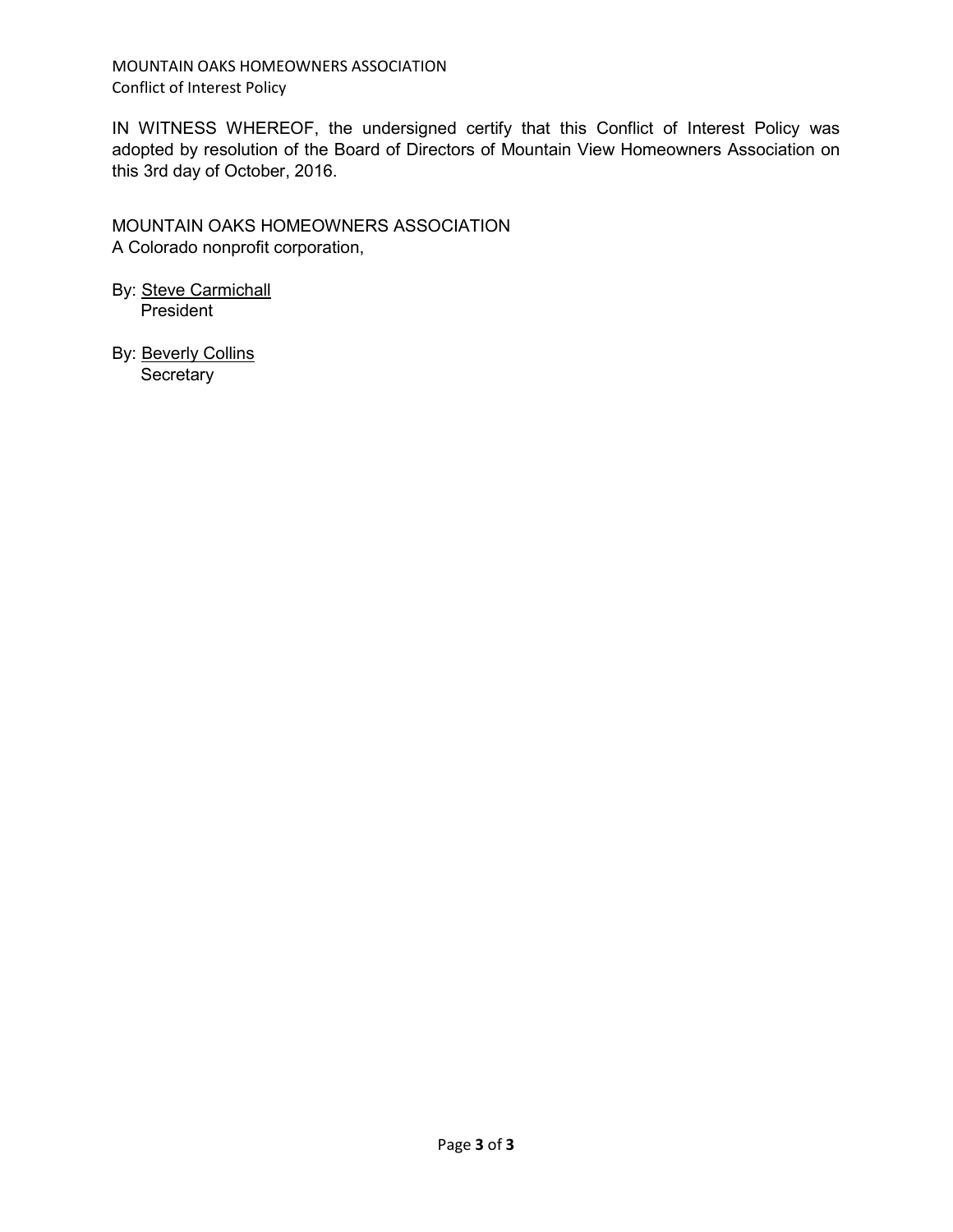IN WITNESS WHEREOF, the undersigned certify that this Conflict of Interest Policy was adopted by resolution of the Board of Directors of Mountain View Homeowners Association on this 3rd day of October, 2016.

MOUNTAIN OAKS HOMEOWNERS ASSOCIATION
A Colorado nonprofit corporation,

By: Steve Carmichall
President

By: Beverly Collins
Secretary